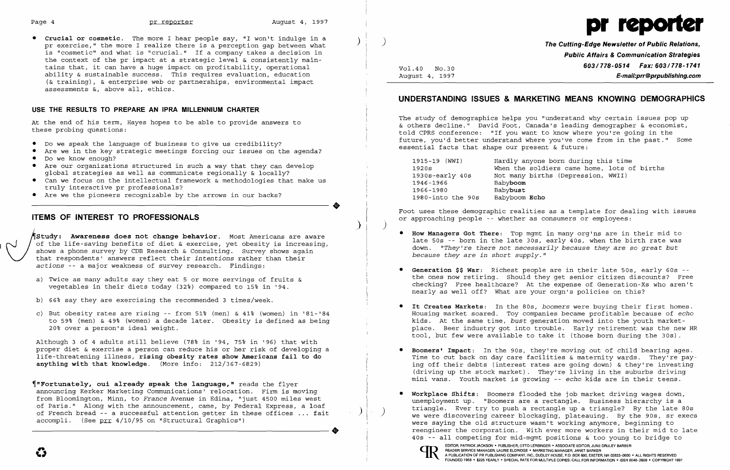• **Crucial or cosmetic.** The more I hear people say, "I won't indulge in a pr exercise," the more I realize there is a perception gap between what is "cosmetic" and what is "crucial." If a company takes a decision in the context of the pr impact at a strategic level & consistently maintains that, it can have a huge impact on profitability, operational ability & sustainable success. This requires evaluation, education (& training), & enterprise web or partnerships, environmental impact assessments &, above all, ethics.

## USE THE RESULTS TO PREPARE AN IPRA MILLENNIUM CHARTER

At the end of his term, Hayes hopes to be able to provide answers to these probing questions:

- Do we speak the language of business to give us credibility?
- Are we in the key strategic meetings forcing our issues on the agenda?
- Do we know enough?
- Are our organizations structured in such a way that they can develop global strategies as well as communicate regionally & locally?
- Can we focus on the intellectual framework & methodologies that make us truly interactive pr professionals?
- Are we the pioneers recognizable by the arrows in our backs?

## ITEMS OF INTEREST TO PROFESSIONALS

¶**Study: Awareness does not change behavior.** Most Americans are aware of the life-saving benefits of diet & exercise, yet obesity is increasing, shows a phone survey by CDB Research & Consulting. Survey shows again that respondents' answers reflect their *intentions* rather than their *actions* -- a major weakness of survey research. Findings:

a) Twice as many adults say they eat 5 or more servings of fruits & vegetables in their diets today (32%) compared to 15% in '94.

b) 66% say they are exercising the recommended 3 times/week.

c) But obesity rates are rising -- from 51% (men) & 41% (women) in '81-'84 to 59% (men) & 49% (women) a decade later. Obesity is defined as being 20% over a person's ideal weight.

Although 3 of 4 adults still believe (78% in '94, 75% in '96) that with proper diet & exercise a person can reduce his or her risk of developing a life-threatening illness, **rising obesity rates show Americans fail to do anything with that knowledge**. (More info: 212/367-6829)

¶**"Fortunately, oui already speak the language,"** reads the flyer announcing Kerker Marketing Communications' relocation. Firm is moving from Bloomington, Minn, to *France* Avenue in Edina, "just 4500 miles west of Paris." Along with the announcement, came, by Federal Express, a loaf of French bread -- a successful attention getter in these offices ... fait accompli. (See prr 4/10/95 on "Structural Graphics")

# pr reporter

**The Cutting-Edge Newsletter of Public Relations, Public Affairs & Communication Strategies**
603/778-0514 Fax: 603/778-1741
E-mail:prr@prpublishing.com

Vol.40 No.30
August 4, 1997

## UNDERSTANDING ISSUES & MARKETING MEANS KNOWING DEMOGRAPHICS

The study of demographics helps you "understand why certain issues pop up & others decline." David Foot, Canada's leading demographer & economist, told CPRS conference: "If you want to know where you're going in the future, you'd better understand where you've come from in the past." Some essential facts that shape our present & future:

| | |
|---|---|
| 1915-19 (WWI) | Hardly anyone born during this time |
| 1920s | When the soldiers came home, lots of births |
| 1930s-early 40s | Not many births (Depression, WWII) |
| 1946-1966 | Baby**boom** |
| 1966-1980 | Baby**bust** |
| 1980-into the 90s | Babyboom **Echo** |

Foot uses these demographic realities as a template for dealing with issues or approaching people -- whether as consumers or employees:

- **How Managers Got There**: Top mgmt in many org'ns are in their mid to late 50s -- born in the late 30s, early 40s, when the birth rate was down. *"They're there not necessarily because they are so great but because they are in short supply."*
- **Generation $$ War**: Richest people are in their late 50s, early 60s -- the ones now retiring. Should they get senior citizen discounts? Free checking? Free healthcare? At the expense of Generation-Xs who aren't nearly as well off? What are your orgn's policies on this?
- **It Creates Markets**: In the 80s, *boomers* were buying their first homes. Housing market soared. Toy companies became profitable because of *echo* kids. At the same time, *bust* generation moved into the youth marketplace. Beer industry got into trouble. Early retirement was the new HR tool, but few were available to take it (those born during the 30s).
- **Boomers' Impact**: In the 90s, they're moving out of child bearing ages. Time to cut back on day care facilities & maternity wards. They're paying off their debts (interest rates are going down) & they're investing (driving up the stock market). They're living in the suburbs driving mini vans. Youth market is growing -- *echo* kids are in their teens.
- **Workplace Shifts**: Boomers flooded the job market driving wages down, unemployment up. "Boomers are a rectangle. Business hierarchy is a triangle. Ever try to push a rectangle up a triangle? By the late 80s we were discovering career blockaging, plateauing. By the 90s, sr execs were saying the old structure wasn't working anymore, beginning to reengineer the corporation. With ever more workers in their mid to late 40s -- all competing for mid-mgmt positions & too young to bridge to

EDITOR, PATRICK JACKSON • PUBLISHER, OTTO LERBINGER • ASSOCIATE EDITOR, JUNE DRULEY BARBER
READER SERVICE MANAGER, LAURIE ELDRIDGE • MARKETING MANAGER, JANET BARKER
A PUBLICATION OF PR PUBLISHING COMPANY, INC., DUDLEY HOUSE, P.O. BOX 600, EXETER, NH 03833-0600 • ALL RIGHTS RESERVED
FOUNDED 1958 • $225 YEARLY • SPECIAL RATE FOR MULTIPLE COPIES: CALL FOR INFORMATION • ISSN 0048-2609 • COPYRIGHT 1997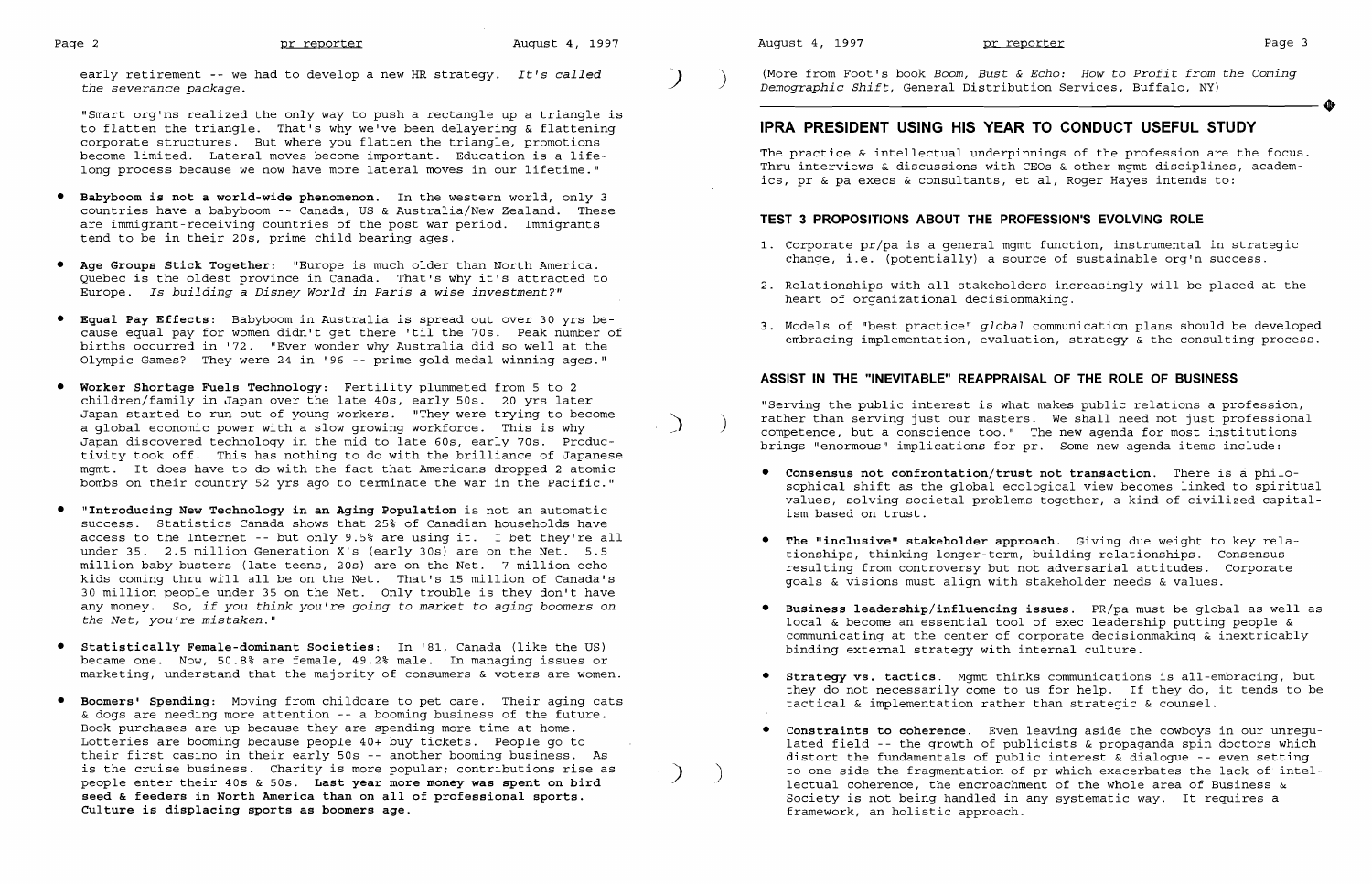early retirement -- we had to develop a new HR strategy. *It's called the severance package.*

"Smart org'ns realized the only way to push a rectangle up a triangle is to flatten the triangle. That's why we've been delayering & flattening corporate structures. But where you flatten the triangle, promotions become limited. Lateral moves become important. Education is a lifelong process because we now have more lateral moves in our lifetime."

- **Babyboom is not a world-wide phenomenon.** In the western world, only 3 countries have a babyboom -- Canada, US & Australia/New Zealand. These are immigrant-receiving countries of the post war period. Immigrants tend to be in their 20s, prime child bearing ages.

- **Age Groups Stick Together**: "Europe is much older than North America. Quebec is the oldest province in Canada. That's why it's attracted to Europe. *Is building a Disney World in Paris a wise investment?*"

- **Equal Pay Effects**: Babyboom in Australia is spread out over 30 yrs because equal pay for women didn't get there 'til the 70s. Peak number of births occurred in '72. "Ever wonder why Australia did so well at the Olympic Games? They were 24 in '96 -- prime gold medal winning ages."

- **Worker Shortage Fuels Technology**: Fertility plummeted from 5 to 2 children/family in Japan over the late 40s, early 50s. 20 yrs later Japan started to run out of young workers. "They were trying to become a global economic power with a slow growing workforce. This is why Japan discovered technology in the mid to late 60s, early 70s. Productivity took off. This has nothing to do with the brilliance of Japanese mgmt. It does have to do with the fact that Americans dropped 2 atomic bombs on their country 52 yrs ago to terminate the war in the Pacific."

- **"Introducing New Technology in an Aging Population** is not an automatic success. Statistics Canada shows that 25% of Canadian households have access to the Internet -- but only 9.5% are using it. I bet they're all under 35. 2.5 million Generation X's (early 30s) are on the Net. 5.5 million baby busters (late teens, 20s) are on the Net. 7 million echo kids coming thru will all be on the Net. That's 15 million of Canada's 30 million people under 35 on the Net. Only trouble is they don't have any money. So, *if you think you're going to market to aging boomers on the Net, you're mistaken.*"

- **Statistically Female-dominant Societies**: In '81, Canada (like the US) became one. Now, 50.8% are female, 49.2% male. In managing issues or marketing, understand that the majority of consumers & voters are women.

- **Boomers' Spending**: Moving from childcare to pet care. Their aging cats & dogs are needing more attention -- a booming business of the future. Book purchases are up because they are spending more time at home. Lotteries are booming because people 40+ buy tickets. People go to their first casino in their early 50s -- another booming business. As is the cruise business. Charity is more popular; contributions rise as people enter their 40s & 50s. **Last year more money was spent on bird seed & feeders in North America than on all of professional sports. Culture is displacing sports as boomers age.**

(More from Foot's book *Boom, Bust & Echo: How to Profit from the Coming Demographic Shift*, General Distribution Services, Buffalo, NY)

## IPRA PRESIDENT USING HIS YEAR TO CONDUCT USEFUL STUDY

The practice & intellectual underpinnings of the profession are the focus. Thru interviews & discussions with CEOs & other mgmt disciplines, academics, pr & pa execs & consultants, et al, Roger Hayes intends to:

### TEST 3 PROPOSITIONS ABOUT THE PROFESSION'S EVOLVING ROLE

1. Corporate pr/pa is a general mgmt function, instrumental in strategic change, i.e. (potentially) a source of sustainable org'n success.

2. Relationships with all stakeholders increasingly will be placed at the heart of organizational decisionmaking.

3. Models of "best practice" *global* communication plans should be developed embracing implementation, evaluation, strategy & the consulting process.

### ASSIST IN THE "INEVITABLE" REAPPRAISAL OF THE ROLE OF BUSINESS

"Serving the public interest is what makes public relations a profession, rather than serving just our masters. We shall need not just professional competence, but a conscience too." The new agenda for most institutions brings "enormous" implications for pr. Some new agenda items include:

- **Consensus not confrontation/trust not transaction.** There is a philosophical shift as the global ecological view becomes linked to spiritual values, solving societal problems together, a kind of civilized capitalism based on trust.

- **The "inclusive" stakeholder approach.** Giving due weight to key relationships, thinking longer-term, building relationships. Consensus resulting from controversy but not adversarial attitudes. Corporate goals & visions must align with stakeholder needs & values.

- **Business leadership/influencing issues.** PR/pa must be global as well as local & become an essential tool of exec leadership putting people & communicating at the center of corporate decisionmaking & inextricably binding external strategy with internal culture.

- **Strategy vs. tactics.** Mgmt thinks communications is all-embracing, but they do not necessarily come to us for help. If they do, it tends to be tactical & implementation rather than strategic & counsel.

- **Constraints to coherence.** Even leaving aside the cowboys in our unregulated field -- the growth of publicists & propaganda spin doctors which distort the fundamentals of public interest & dialogue -- even setting to one side the fragmentation of pr which exacerbates the lack of intellectual coherence, the encroachment of the whole area of Business & Society is not being handled in any systematic way. It requires a framework, an holistic approach.